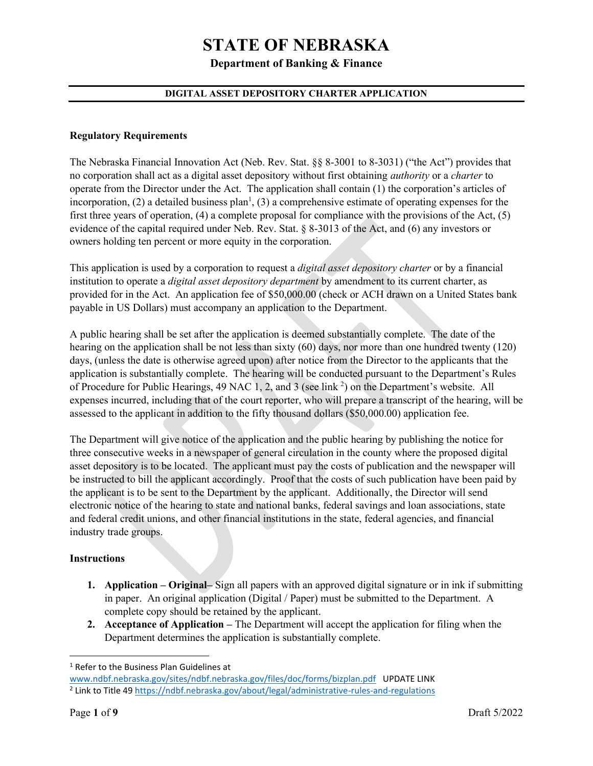# STATE OF NEBRASKA

**Department of Banking & Finance**

**DIGITAL ASSET DEPOSITORY CHARTER APPLICATION**

## Regulatory Requirements

The Nebraska Financial Innovation Act (Neb. Rev. Stat. §§ 8-3001 to 8-3031) ("the Act") provides that no corporation shall act as a digital asset depository without first obtaining *authority* or a *charter* to operate from the Director under the Act. The application shall contain (1) the corporation's articles of incorporation, (2) a detailed business plan[1], (3) a comprehensive estimate of operating expenses for the first three years of operation, (4) a complete proposal for compliance with the provisions of the Act, (5) evidence of the capital required under Neb. Rev. Stat. § 8-3013 of the Act, and (6) any investors or owners holding ten percent or more equity in the corporation.

This application is used by a corporation to request a *digital asset depository charter* or by a financial institution to operate a *digital asset depository department* by amendment to its current charter, as provided for in the Act. An application fee of $50,000.00 (check or ACH drawn on a United States bank payable in US Dollars) must accompany an application to the Department.

A public hearing shall be set after the application is deemed substantially complete. The date of the hearing on the application shall be not less than sixty (60) days, nor more than one hundred twenty (120) days, (unless the date is otherwise agreed upon) after notice from the Director to the applicants that the application is substantially complete. The hearing will be conducted pursuant to the Department's Rules of Procedure for Public Hearings, 49 NAC 1, 2, and 3 (see link [2]) on the Department's website. All expenses incurred, including that of the court reporter, who will prepare a transcript of the hearing, will be assessed to the applicant in addition to the fifty thousand dollars ($50,000.00) application fee.

The Department will give notice of the application and the public hearing by publishing the notice for three consecutive weeks in a newspaper of general circulation in the county where the proposed digital asset depository is to be located. The applicant must pay the costs of publication and the newspaper will be instructed to bill the applicant accordingly. Proof that the costs of such publication have been paid by the applicant is to be sent to the Department by the applicant. Additionally, the Director will send electronic notice of the hearing to state and national banks, federal savings and loan associations, state and federal credit unions, and other financial institutions in the state, federal agencies, and financial industry trade groups.

## Instructions

1. **Application – Original–** Sign all papers with an approved digital signature or in ink if submitting in paper. An original application (Digital / Paper) must be submitted to the Department. A complete copy should be retained by the applicant.
2. **Acceptance of Application –** The Department will accept the application for filing when the Department determines the application is substantially complete.

---

[1] Refer to the Business Plan Guidelines at www.ndbf.nebraska.gov/sites/ndbf.nebraska.gov/files/doc/forms/bizplan.pdf UPDATE LINK

[2] Link to Title 49 https://ndbf.nebraska.gov/about/legal/administrative-rules-and-regulations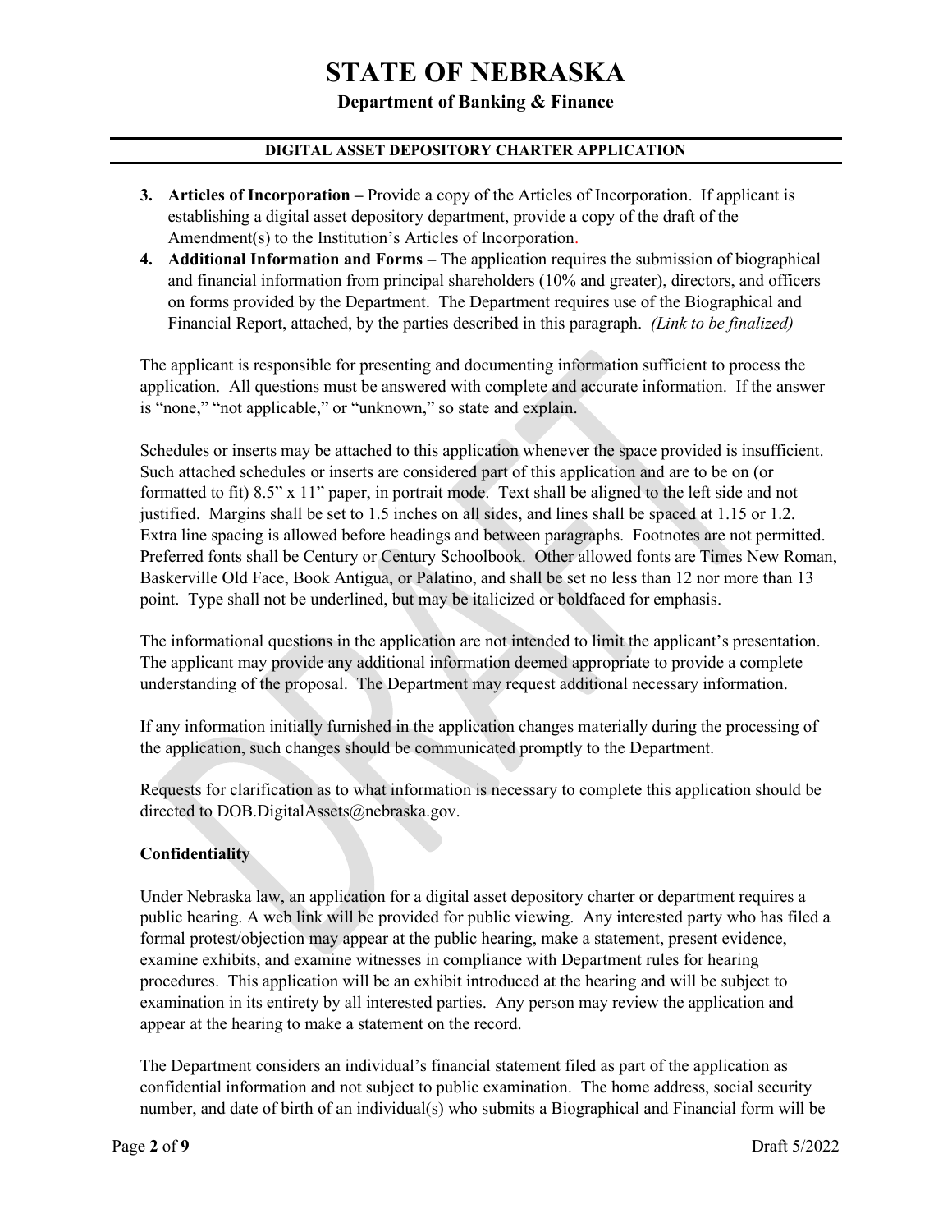3. **Articles of Incorporation –** Provide a copy of the Articles of Incorporation. If applicant is establishing a digital asset depository department, provide a copy of the draft of the Amendment(s) to the Institution's Articles of Incorporation.
4. **Additional Information and Forms –** The application requires the submission of biographical and financial information from principal shareholders (10% and greater), directors, and officers on forms provided by the Department. The Department requires use of the Biographical and Financial Report, attached, by the parties described in this paragraph. *(Link to be finalized)*

The applicant is responsible for presenting and documenting information sufficient to process the application. All questions must be answered with complete and accurate information. If the answer is "none," "not applicable," or "unknown," so state and explain.

Schedules or inserts may be attached to this application whenever the space provided is insufficient. Such attached schedules or inserts are considered part of this application and are to be on (or formatted to fit) 8.5" x 11" paper, in portrait mode. Text shall be aligned to the left side and not justified. Margins shall be set to 1.5 inches on all sides, and lines shall be spaced at 1.15 or 1.2. Extra line spacing is allowed before headings and between paragraphs. Footnotes are not permitted. Preferred fonts shall be Century or Century Schoolbook. Other allowed fonts are Times New Roman, Baskerville Old Face, Book Antigua, or Palatino, and shall be set no less than 12 nor more than 13 point. Type shall not be underlined, but may be italicized or boldfaced for emphasis.

The informational questions in the application are not intended to limit the applicant's presentation. The applicant may provide any additional information deemed appropriate to provide a complete understanding of the proposal. The Department may request additional necessary information.

If any information initially furnished in the application changes materially during the processing of the application, such changes should be communicated promptly to the Department.

Requests for clarification as to what information is necessary to complete this application should be directed to DOB.DigitalAssets@nebraska.gov.

### Confidentiality

Under Nebraska law, an application for a digital asset depository charter or department requires a public hearing. A web link will be provided for public viewing. Any interested party who has filed a formal protest/objection may appear at the public hearing, make a statement, present evidence, examine exhibits, and examine witnesses in compliance with Department rules for hearing procedures. This application will be an exhibit introduced at the hearing and will be subject to examination in its entirety by all interested parties. Any person may review the application and appear at the hearing to make a statement on the record.

The Department considers an individual's financial statement filed as part of the application as confidential information and not subject to public examination. The home address, social security number, and date of birth of an individual(s) who submits a Biographical and Financial form will be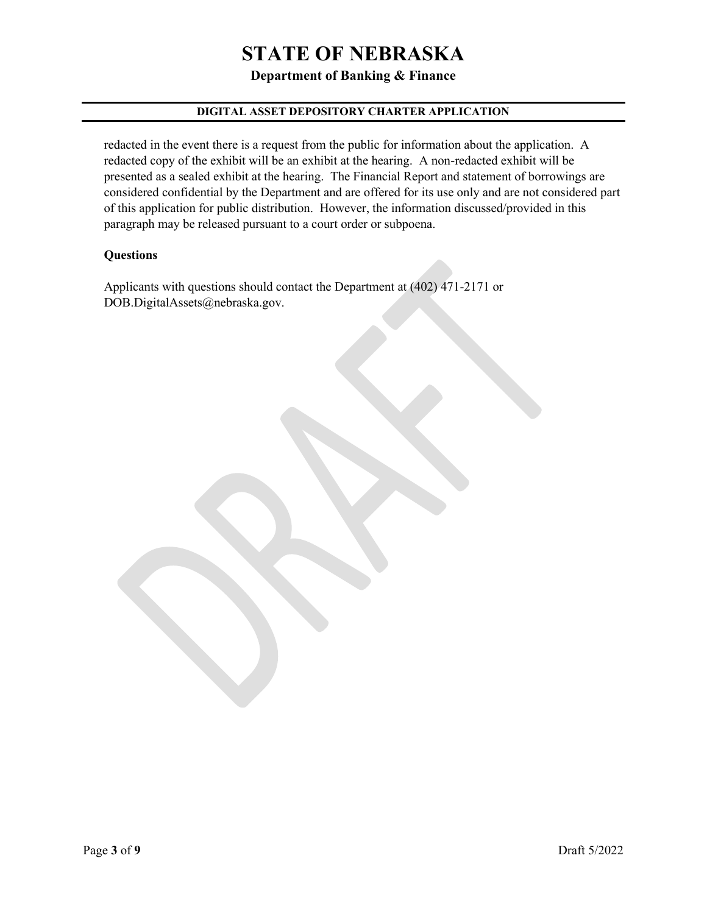redacted in the event there is a request from the public for information about the application. A redacted copy of the exhibit will be an exhibit at the hearing. A non-redacted exhibit will be presented as a sealed exhibit at the hearing. The Financial Report and statement of borrowings are considered confidential by the Department and are offered for its use only and are not considered part of this application for public distribution. However, the information discussed/provided in this paragraph may be released pursuant to a court order or subpoena.

**Questions**

Applicants with questions should contact the Department at (402) 471-2171 or DOB.DigitalAssets@nebraska.gov.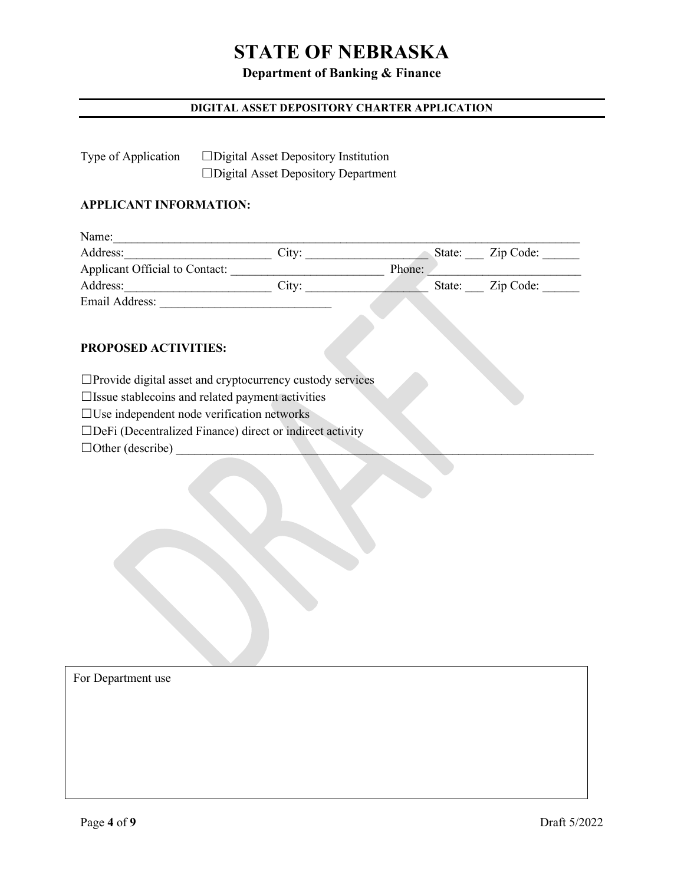# STATE OF NEBRASKA

**Department of Banking & Finance**

---

**DIGITAL ASSET DEPOSITORY CHARTER APPLICATION**

---

Type of Application ☐Digital Asset Depository Institution
☐Digital Asset Depository Department

**APPLICANT INFORMATION:**

Name:________________________________________________________________________________

Address:________________________ City: ___________________ State: ___ Zip Code: ______

Applicant Official to Contact: _________________________ Phone: ________________________

Address:________________________ City: ___________________ State: ___ Zip Code: ______

Email Address: ____________________________

**PROPOSED ACTIVITIES:**

☐Provide digital asset and cryptocurrency custody services
☐Issue stablecoins and related payment activities
☐Use independent node verification networks
☐DeFi (Decentralized Finance) direct or indirect activity
☐Other (describe) _________________________________________________________________________

| For Department use |
| --- |
| |

Draft 5/2022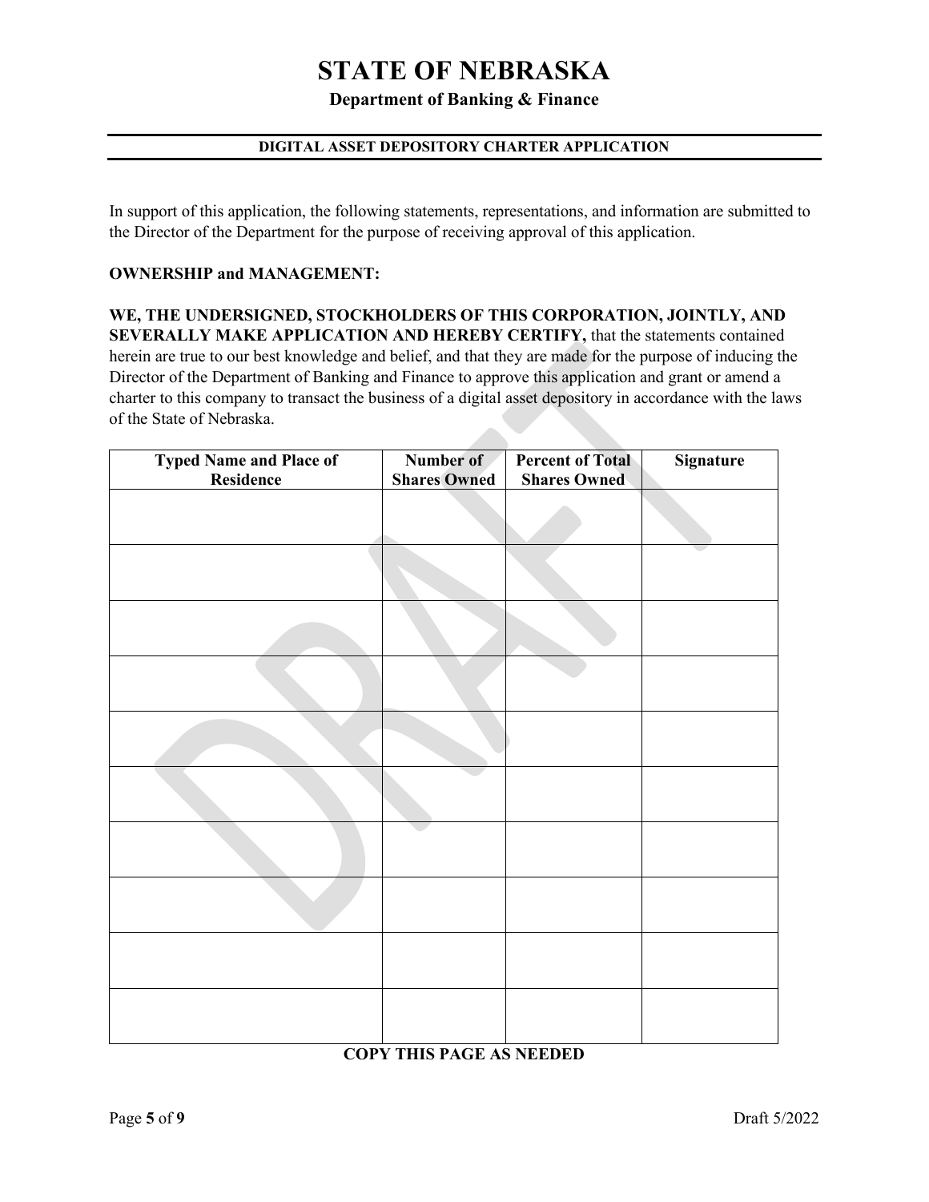# STATE OF NEBRASKA

## Department of Banking & Finance

### DIGITAL ASSET DEPOSITORY CHARTER APPLICATION

In support of this application, the following statements, representations, and information are submitted to the Director of the Department for the purpose of receiving approval of this application.

**OWNERSHIP and MANAGEMENT:**

**WE, THE UNDERSIGNED, STOCKHOLDERS OF THIS CORPORATION, JOINTLY, AND SEVERALLY MAKE APPLICATION AND HEREBY CERTIFY,** that the statements contained herein are true to our best knowledge and belief, and that they are made for the purpose of inducing the Director of the Department of Banking and Finance to approve this application and grant or amend a charter to this company to transact the business of a digital asset depository in accordance with the laws of the State of Nebraska.

| Typed Name and Place of Residence | Number of Shares Owned | Percent of Total Shares Owned | Signature |
|---|---|---|---|
| | | | |
| | | | |
| | | | |
| | | | |
| | | | |
| | | | |
| | | | |
| | | | |
| | | | |
| | | | |

**COPY THIS PAGE AS NEEDED**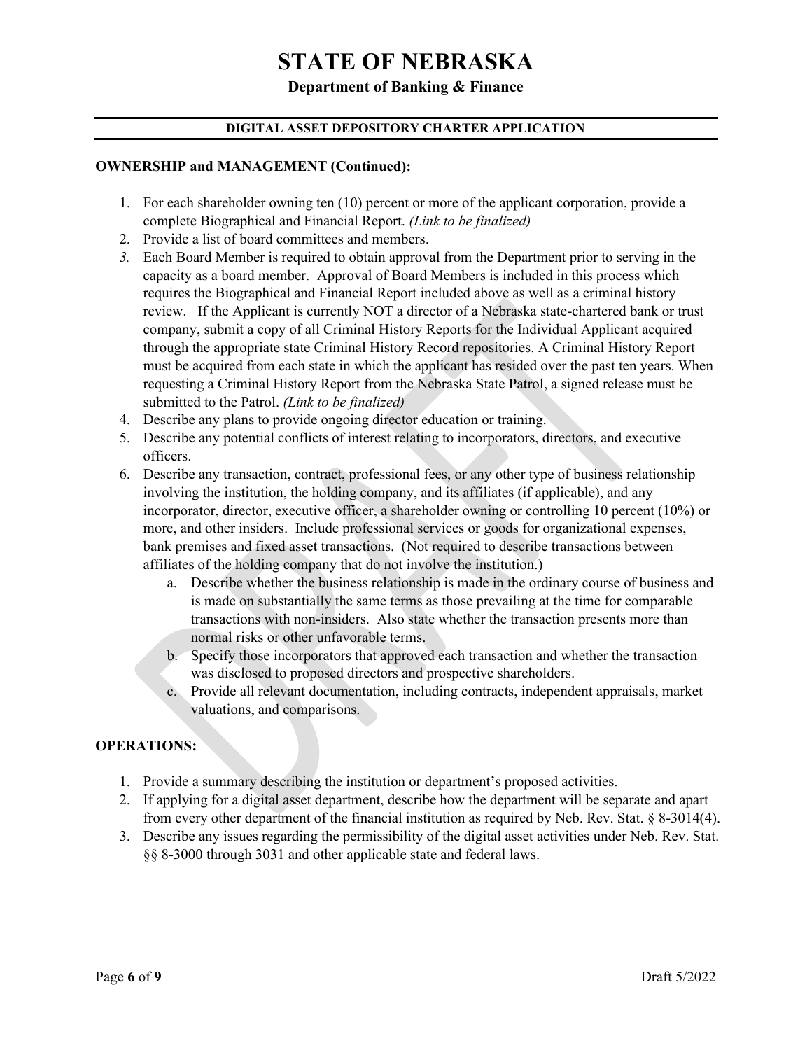# STATE OF NEBRASKA

### Department of Banking & Finance

**DIGITAL ASSET DEPOSITORY CHARTER APPLICATION**

**OWNERSHIP and MANAGEMENT (Continued):**

1. For each shareholder owning ten (10) percent or more of the applicant corporation, provide a complete Biographical and Financial Report. *(Link to be finalized)*
2. Provide a list of board committees and members.
3. Each Board Member is required to obtain approval from the Department prior to serving in the capacity as a board member. Approval of Board Members is included in this process which requires the Biographical and Financial Report included above as well as a criminal history review. If the Applicant is currently NOT a director of a Nebraska state-chartered bank or trust company, submit a copy of all Criminal History Reports for the Individual Applicant acquired through the appropriate state Criminal History Record repositories. A Criminal History Report must be acquired from each state in which the applicant has resided over the past ten years. When requesting a Criminal History Report from the Nebraska State Patrol, a signed release must be submitted to the Patrol. *(Link to be finalized)*
4. Describe any plans to provide ongoing director education or training.
5. Describe any potential conflicts of interest relating to incorporators, directors, and executive officers.
6. Describe any transaction, contract, professional fees, or any other type of business relationship involving the institution, the holding company, and its affiliates (if applicable), and any incorporator, director, executive officer, a shareholder owning or controlling 10 percent (10%) or more, and other insiders. Include professional services or goods for organizational expenses, bank premises and fixed asset transactions. (Not required to describe transactions between affiliates of the holding company that do not involve the institution.)
   a. Describe whether the business relationship is made in the ordinary course of business and is made on substantially the same terms as those prevailing at the time for comparable transactions with non-insiders. Also state whether the transaction presents more than normal risks or other unfavorable terms.
   b. Specify those incorporators that approved each transaction and whether the transaction was disclosed to proposed directors and prospective shareholders.
   c. Provide all relevant documentation, including contracts, independent appraisals, market valuations, and comparisons.

**OPERATIONS:**

1. Provide a summary describing the institution or department's proposed activities.
2. If applying for a digital asset department, describe how the department will be separate and apart from every other department of the financial institution as required by Neb. Rev. Stat. § 8-3014(4).
3. Describe any issues regarding the permissibility of the digital asset activities under Neb. Rev. Stat. §§ 8-3000 through 3031 and other applicable state and federal laws.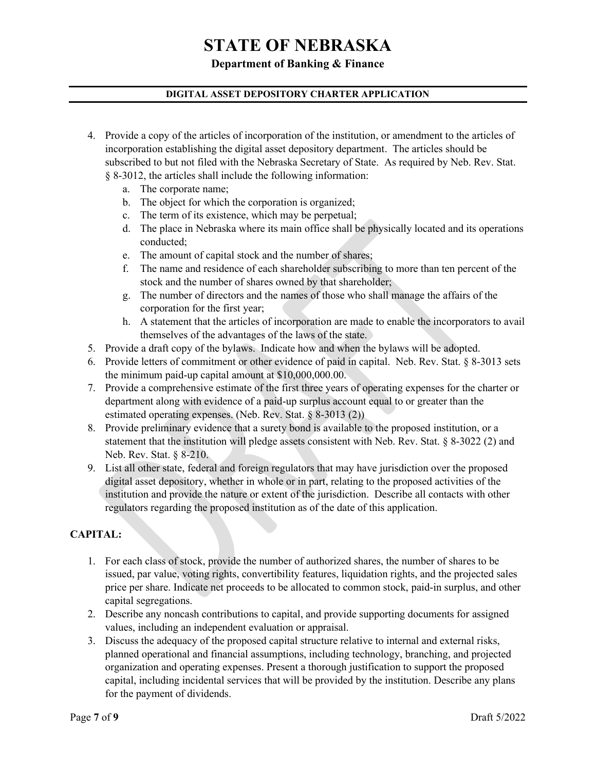4. Provide a copy of the articles of incorporation of the institution, or amendment to the articles of incorporation establishing the digital asset depository department. The articles should be subscribed to but not filed with the Nebraska Secretary of State. As required by Neb. Rev. Stat. § 8-3012, the articles shall include the following information:
   a. The corporate name;
   b. The object for which the corporation is organized;
   c. The term of its existence, which may be perpetual;
   d. The place in Nebraska where its main office shall be physically located and its operations conducted;
   e. The amount of capital stock and the number of shares;
   f. The name and residence of each shareholder subscribing to more than ten percent of the stock and the number of shares owned by that shareholder;
   g. The number of directors and the names of those who shall manage the affairs of the corporation for the first year;
   h. A statement that the articles of incorporation are made to enable the incorporators to avail themselves of the advantages of the laws of the state.
5. Provide a draft copy of the bylaws. Indicate how and when the bylaws will be adopted.
6. Provide letters of commitment or other evidence of paid in capital. Neb. Rev. Stat. § 8-3013 sets the minimum paid-up capital amount at $10,000,000.00.
7. Provide a comprehensive estimate of the first three years of operating expenses for the charter or department along with evidence of a paid-up surplus account equal to or greater than the estimated operating expenses. (Neb. Rev. Stat. § 8-3013 (2))
8. Provide preliminary evidence that a surety bond is available to the proposed institution, or a statement that the institution will pledge assets consistent with Neb. Rev. Stat. § 8-3022 (2) and Neb. Rev. Stat. § 8-210.
9. List all other state, federal and foreign regulators that may have jurisdiction over the proposed digital asset depository, whether in whole or in part, relating to the proposed activities of the institution and provide the nature or extent of the jurisdiction. Describe all contacts with other regulators regarding the proposed institution as of the date of this application.

**CAPITAL:**

1. For each class of stock, provide the number of authorized shares, the number of shares to be issued, par value, voting rights, convertibility features, liquidation rights, and the projected sales price per share. Indicate net proceeds to be allocated to common stock, paid-in surplus, and other capital segregations.
2. Describe any noncash contributions to capital, and provide supporting documents for assigned values, including an independent evaluation or appraisal.
3. Discuss the adequacy of the proposed capital structure relative to internal and external risks, planned operational and financial assumptions, including technology, branching, and projected organization and operating expenses. Present a thorough justification to support the proposed capital, including incidental services that will be provided by the institution. Describe any plans for the payment of dividends.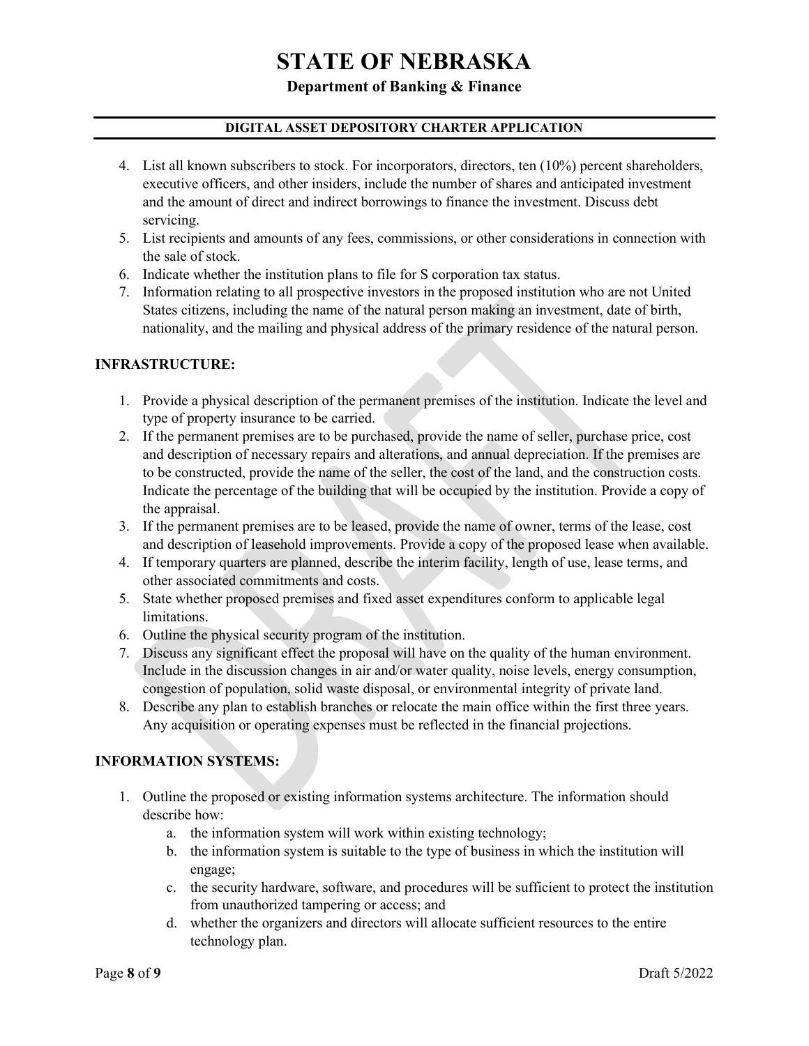4. List all known subscribers to stock. For incorporators, directors, ten (10%) percent shareholders, executive officers, and other insiders, include the number of shares and anticipated investment and the amount of direct and indirect borrowings to finance the investment. Discuss debt servicing.
5. List recipients and amounts of any fees, commissions, or other considerations in connection with the sale of stock.
6. Indicate whether the institution plans to file for S corporation tax status.
7. Information relating to all prospective investors in the proposed institution who are not United States citizens, including the name of the natural person making an investment, date of birth, nationality, and the mailing and physical address of the primary residence of the natural person.

**INFRASTRUCTURE:**

1. Provide a physical description of the permanent premises of the institution. Indicate the level and type of property insurance to be carried.
2. If the permanent premises are to be purchased, provide the name of seller, purchase price, cost and description of necessary repairs and alterations, and annual depreciation. If the premises are to be constructed, provide the name of the seller, the cost of the land, and the construction costs. Indicate the percentage of the building that will be occupied by the institution. Provide a copy of the appraisal.
3. If the permanent premises are to be leased, provide the name of owner, terms of the lease, cost and description of leasehold improvements. Provide a copy of the proposed lease when available.
4. If temporary quarters are planned, describe the interim facility, length of use, lease terms, and other associated commitments and costs.
5. State whether proposed premises and fixed asset expenditures conform to applicable legal limitations.
6. Outline the physical security program of the institution.
7. Discuss any significant effect the proposal will have on the quality of the human environment. Include in the discussion changes in air and/or water quality, noise levels, energy consumption, congestion of population, solid waste disposal, or environmental integrity of private land.
8. Describe any plan to establish branches or relocate the main office within the first three years. Any acquisition or operating expenses must be reflected in the financial projections.

**INFORMATION SYSTEMS:**

1. Outline the proposed or existing information systems architecture. The information should describe how:
   a. the information system will work within existing technology;
   b. the information system is suitable to the type of business in which the institution will engage;
   c. the security hardware, software, and procedures will be sufficient to protect the institution from unauthorized tampering or access; and
   d. whether the organizers and directors will allocate sufficient resources to the entire technology plan.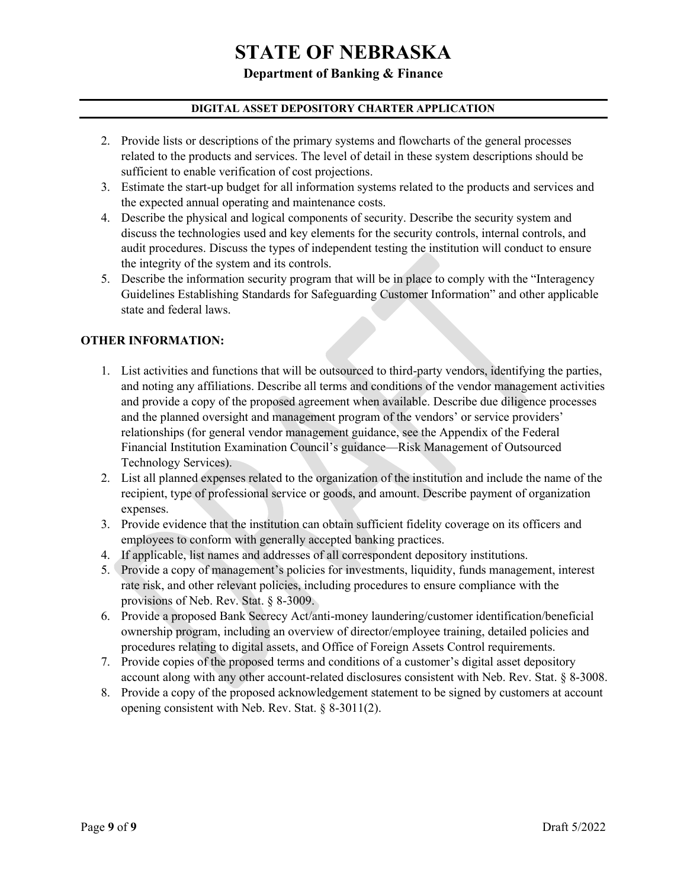2. Provide lists or descriptions of the primary systems and flowcharts of the general processes related to the products and services. The level of detail in these system descriptions should be sufficient to enable verification of cost projections.
3. Estimate the start-up budget for all information systems related to the products and services and the expected annual operating and maintenance costs.
4. Describe the physical and logical components of security. Describe the security system and discuss the technologies used and key elements for the security controls, internal controls, and audit procedures. Discuss the types of independent testing the institution will conduct to ensure the integrity of the system and its controls.
5. Describe the information security program that will be in place to comply with the "Interagency Guidelines Establishing Standards for Safeguarding Customer Information" and other applicable state and federal laws.

**OTHER INFORMATION:**

1. List activities and functions that will be outsourced to third-party vendors, identifying the parties, and noting any affiliations. Describe all terms and conditions of the vendor management activities and provide a copy of the proposed agreement when available. Describe due diligence processes and the planned oversight and management program of the vendors' or service providers' relationships (for general vendor management guidance, see the Appendix of the Federal Financial Institution Examination Council's guidance—Risk Management of Outsourced Technology Services).
2. List all planned expenses related to the organization of the institution and include the name of the recipient, type of professional service or goods, and amount. Describe payment of organization expenses.
3. Provide evidence that the institution can obtain sufficient fidelity coverage on its officers and employees to conform with generally accepted banking practices.
4. If applicable, list names and addresses of all correspondent depository institutions.
5. Provide a copy of management's policies for investments, liquidity, funds management, interest rate risk, and other relevant policies, including procedures to ensure compliance with the provisions of Neb. Rev. Stat. § 8-3009.
6. Provide a proposed Bank Secrecy Act/anti-money laundering/customer identification/beneficial ownership program, including an overview of director/employee training, detailed policies and procedures relating to digital assets, and Office of Foreign Assets Control requirements.
7. Provide copies of the proposed terms and conditions of a customer's digital asset depository account along with any other account-related disclosures consistent with Neb. Rev. Stat. § 8-3008.
8. Provide a copy of the proposed acknowledgement statement to be signed by customers at account opening consistent with Neb. Rev. Stat. § 8-3011(2).